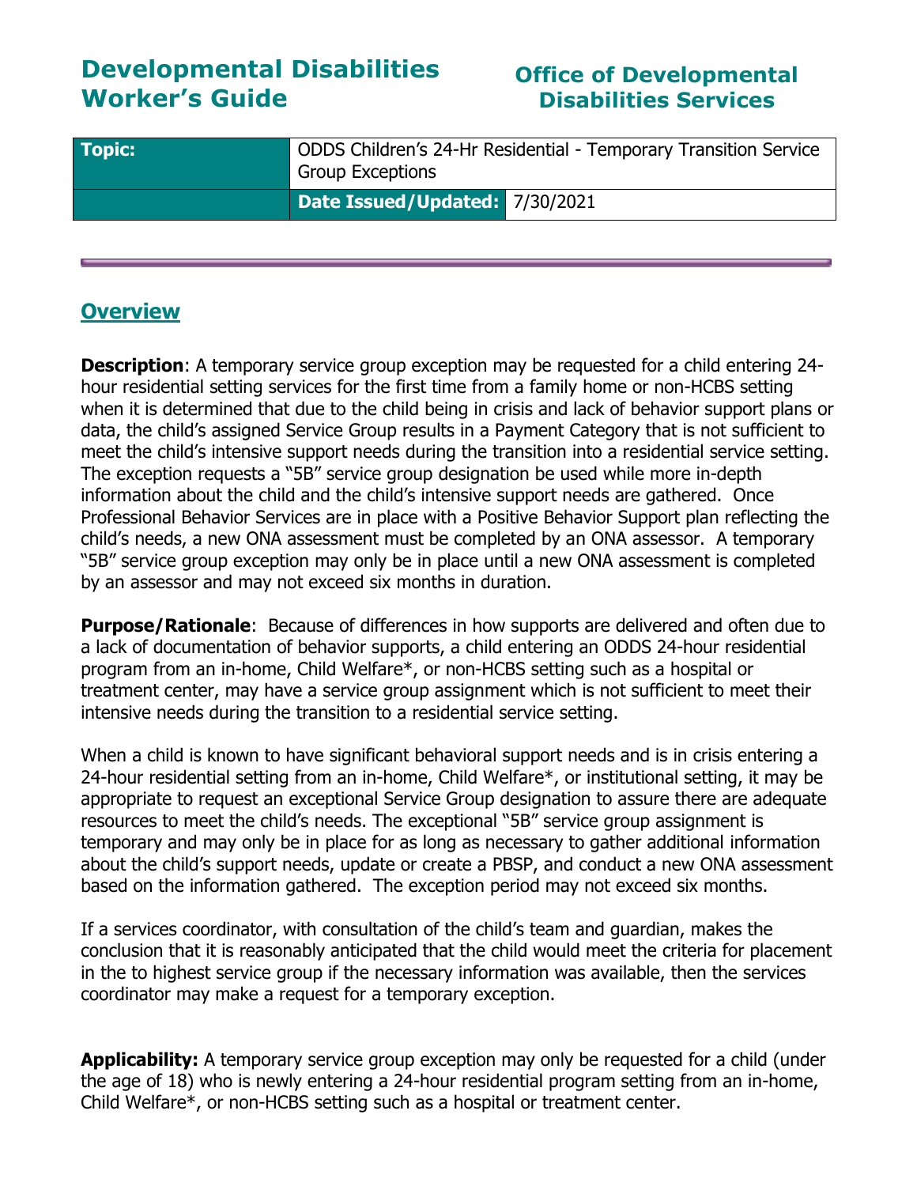# Developmental Disabilities Worker's Guide

## Office of Developmental Disabilities Services

| **Topic:** | ODDS Children's 24-Hr Residential - Temporary Transition Service Group Exceptions | |
|---|---|---|
| | **Date Issued/Updated:** | 7/30/2021 |

## Overview

**Description**: A temporary service group exception may be requested for a child entering 24-hour residential setting services for the first time from a family home or non-HCBS setting when it is determined that due to the child being in crisis and lack of behavior support plans or data, the child's assigned Service Group results in a Payment Category that is not sufficient to meet the child's intensive support needs during the transition into a residential service setting. The exception requests a "5B" service group designation be used while more in-depth information about the child and the child's intensive support needs are gathered. Once Professional Behavior Services are in place with a Positive Behavior Support plan reflecting the child's needs, a new ONA assessment must be completed by an ONA assessor. A temporary "5B" service group exception may only be in place until a new ONA assessment is completed by an assessor and may not exceed six months in duration.

**Purpose/Rationale**: Because of differences in how supports are delivered and often due to a lack of documentation of behavior supports, a child entering an ODDS 24-hour residential program from an in-home, Child Welfare*, or non-HCBS setting such as a hospital or treatment center, may have a service group assignment which is not sufficient to meet their intensive needs during the transition to a residential service setting.

When a child is known to have significant behavioral support needs and is in crisis entering a 24-hour residential setting from an in-home, Child Welfare*, or institutional setting, it may be appropriate to request an exceptional Service Group designation to assure there are adequate resources to meet the child's needs. The exceptional "5B" service group assignment is temporary and may only be in place for as long as necessary to gather additional information about the child's support needs, update or create a PBSP, and conduct a new ONA assessment based on the information gathered. The exception period may not exceed six months.

If a services coordinator, with consultation of the child's team and guardian, makes the conclusion that it is reasonably anticipated that the child would meet the criteria for placement in the to highest service group if the necessary information was available, then the services coordinator may make a request for a temporary exception.

**Applicability:** A temporary service group exception may only be requested for a child (under the age of 18) who is newly entering a 24-hour residential program setting from an in-home, Child Welfare*, or non-HCBS setting such as a hospital or treatment center.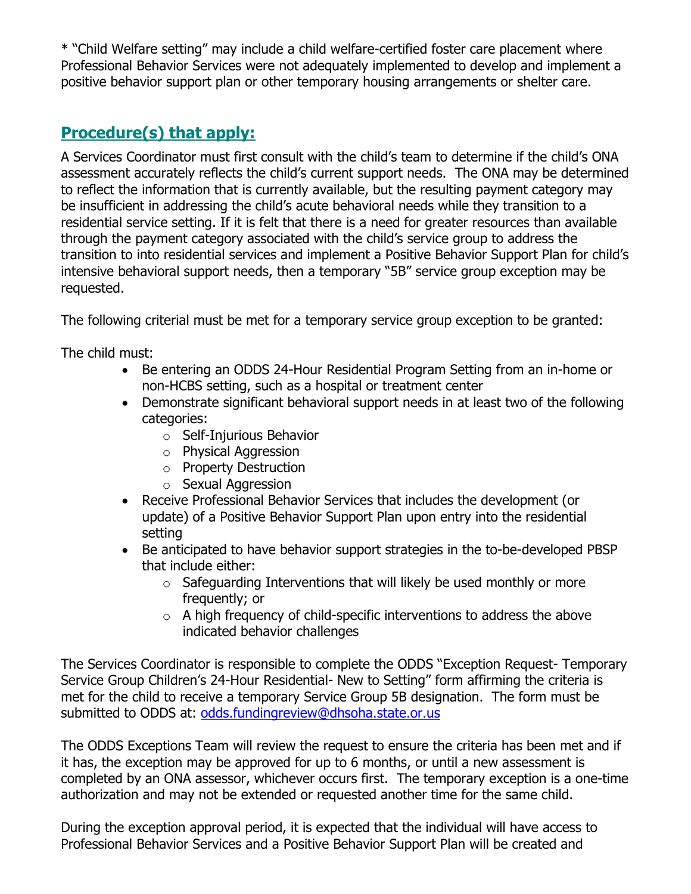* "Child Welfare setting" may include a child welfare-certified foster care placement where Professional Behavior Services were not adequately implemented to develop and implement a positive behavior support plan or other temporary housing arrangements or shelter care.

## Procedure(s) that apply:

A Services Coordinator must first consult with the child's team to determine if the child's ONA assessment accurately reflects the child's current support needs. The ONA may be determined to reflect the information that is currently available, but the resulting payment category may be insufficient in addressing the child's acute behavioral needs while they transition to a residential service setting. If it is felt that there is a need for greater resources than available through the payment category associated with the child's service group to address the transition to into residential services and implement a Positive Behavior Support Plan for child's intensive behavioral support needs, then a temporary "5B" service group exception may be requested.

The following criterial must be met for a temporary service group exception to be granted:

The child must:

- Be entering an ODDS 24-Hour Residential Program Setting from an in-home or non-HCBS setting, such as a hospital or treatment center
- Demonstrate significant behavioral support needs in at least two of the following categories:
  - Self-Injurious Behavior
  - Physical Aggression
  - Property Destruction
  - Sexual Aggression
- Receive Professional Behavior Services that includes the development (or update) of a Positive Behavior Support Plan upon entry into the residential setting
- Be anticipated to have behavior support strategies in the to-be-developed PBSP that include either:
  - Safeguarding Interventions that will likely be used monthly or more frequently; or
  - A high frequency of child-specific interventions to address the above indicated behavior challenges

The Services Coordinator is responsible to complete the ODDS "Exception Request- Temporary Service Group Children's 24-Hour Residential- New to Setting" form affirming the criteria is met for the child to receive a temporary Service Group 5B designation. The form must be submitted to ODDS at: odds.fundingreview@dhsoha.state.or.us

The ODDS Exceptions Team will review the request to ensure the criteria has been met and if it has, the exception may be approved for up to 6 months, or until a new assessment is completed by an ONA assessor, whichever occurs first. The temporary exception is a one-time authorization and may not be extended or requested another time for the same child.

During the exception approval period, it is expected that the individual will have access to Professional Behavior Services and a Positive Behavior Support Plan will be created and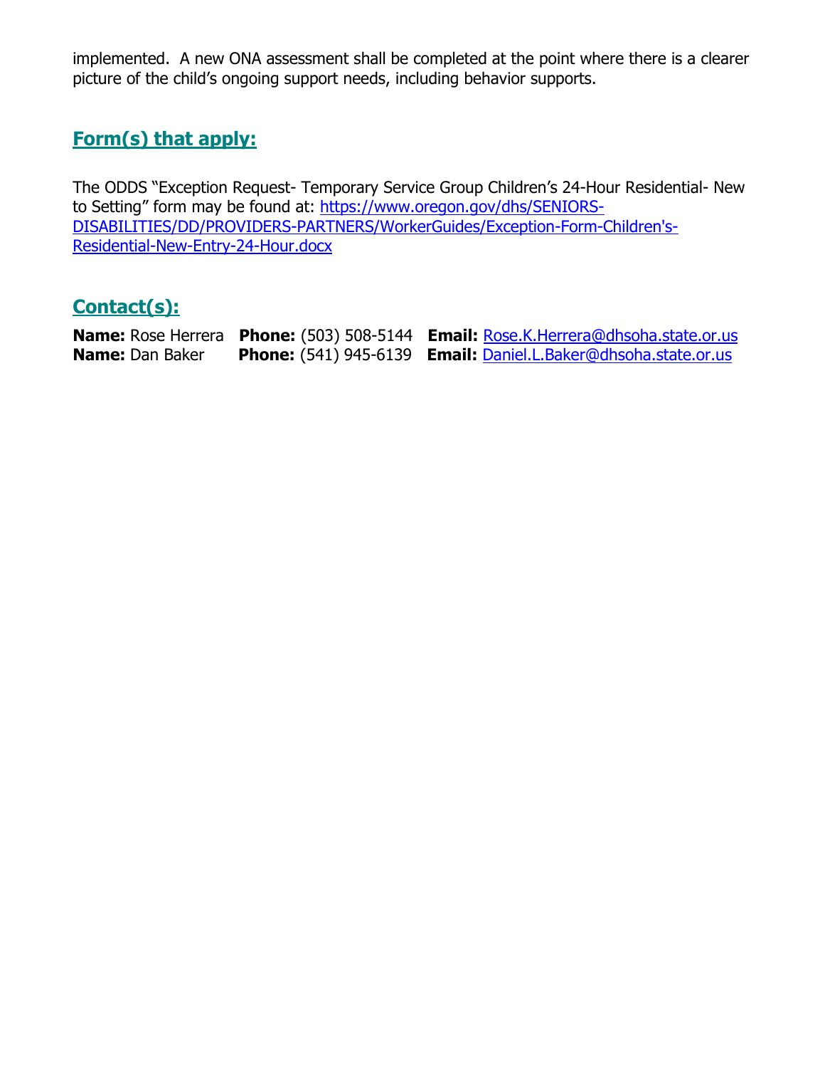implemented. A new ONA assessment shall be completed at the point where there is a clearer picture of the child's ongoing support needs, including behavior supports.

## Form(s) that apply:

The ODDS "Exception Request- Temporary Service Group Children's 24-Hour Residential- New to Setting" form may be found at: https://www.oregon.gov/dhs/SENIORS-DISABILITIES/DD/PROVIDERS-PARTNERS/WorkerGuides/Exception-Form-Children's-Residential-New-Entry-24-Hour.docx

## Contact(s):

| | | |
|---|---|---|
| **Name:** Rose Herrera | **Phone:** (503) 508-5144 | **Email:** Rose.K.Herrera@dhsoha.state.or.us |
| **Name:** Dan Baker | **Phone:** (541) 945-6139 | **Email:** Daniel.L.Baker@dhsoha.state.or.us |